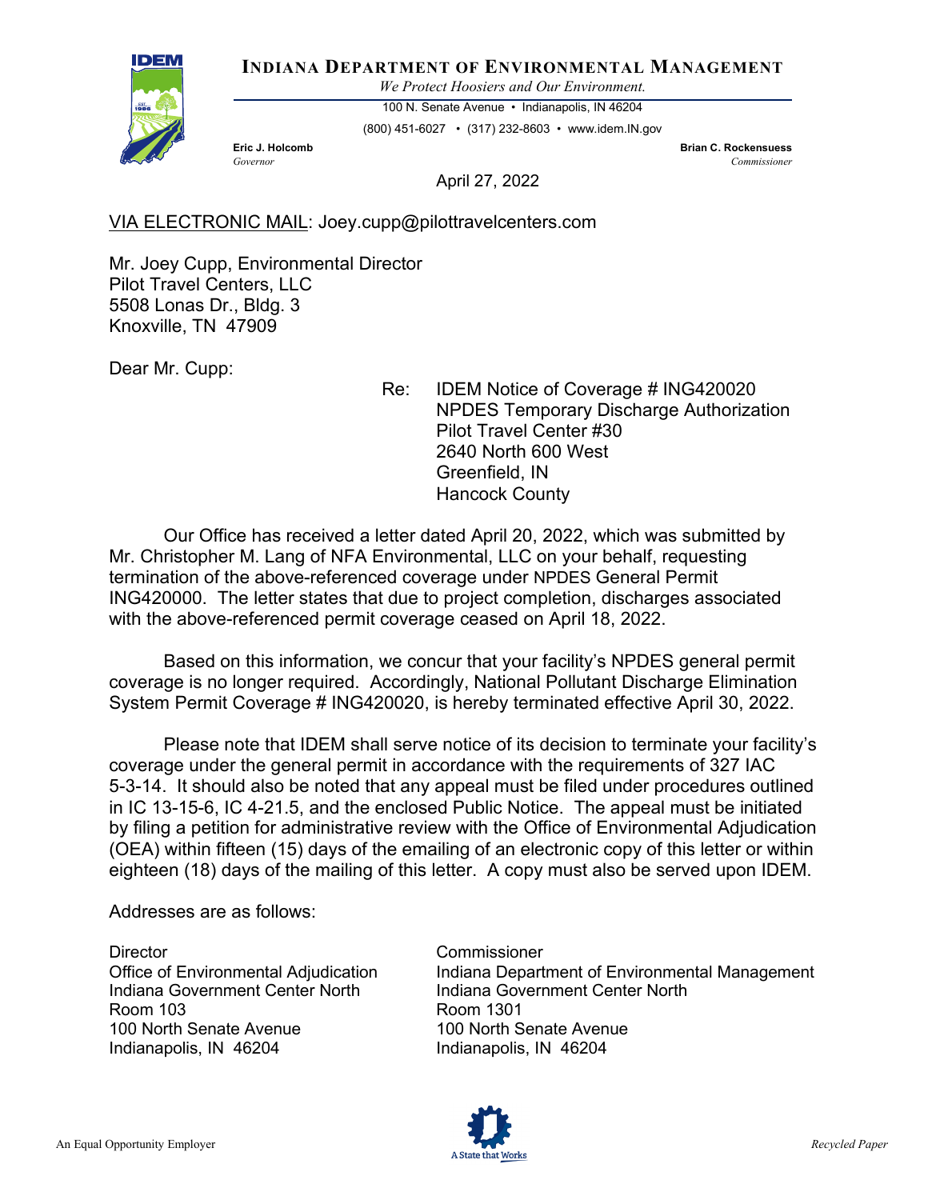**INDIANA DEPARTMENT OF ENVIRONMENTAL MANAGEMENT**

*We Protect Hoosiers and Our Environment.*

100 N. Senate Avenue • Indianapolis, IN 46204

(800) 451-6027 • (317) 232-8603 • www.idem.IN.gov

**Eric J. Holcomb**
*Governor*

**Brian C. Rockensuess**
*Commissioner*

April 27, 2022

VIA ELECTRONIC MAIL: Joey.cupp@pilottravelcenters.com

Mr. Joey Cupp, Environmental Director
Pilot Travel Centers, LLC
5508 Lonas Dr., Bldg. 3
Knoxville, TN 47909

Dear Mr. Cupp:

Re: IDEM Notice of Coverage # ING420020
NPDES Temporary Discharge Authorization
Pilot Travel Center #30
2640 North 600 West
Greenfield, IN
Hancock County

Our Office has received a letter dated April 20, 2022, which was submitted by Mr. Christopher M. Lang of NFA Environmental, LLC on your behalf, requesting termination of the above-referenced coverage under NPDES General Permit ING420000. The letter states that due to project completion, discharges associated with the above-referenced permit coverage ceased on April 18, 2022.

Based on this information, we concur that your facility's NPDES general permit coverage is no longer required. Accordingly, National Pollutant Discharge Elimination System Permit Coverage # ING420020, is hereby terminated effective April 30, 2022.

Please note that IDEM shall serve notice of its decision to terminate your facility's coverage under the general permit in accordance with the requirements of 327 IAC 5-3-14. It should also be noted that any appeal must be filed under procedures outlined in IC 13-15-6, IC 4-21.5, and the enclosed Public Notice. The appeal must be initiated by filing a petition for administrative review with the Office of Environmental Adjudication (OEA) within fifteen (15) days of the emailing of an electronic copy of this letter or within eighteen (18) days of the mailing of this letter. A copy must also be served upon IDEM.

Addresses are as follows:

Director
Office of Environmental Adjudication
Indiana Government Center North
Room 103
100 North Senate Avenue
Indianapolis, IN 46204

Commissioner
Indiana Department of Environmental Management
Indiana Government Center North
Room 1301
100 North Senate Avenue
Indianapolis, IN 46204

An Equal Opportunity Employer

A State that Works

*Recycled Paper*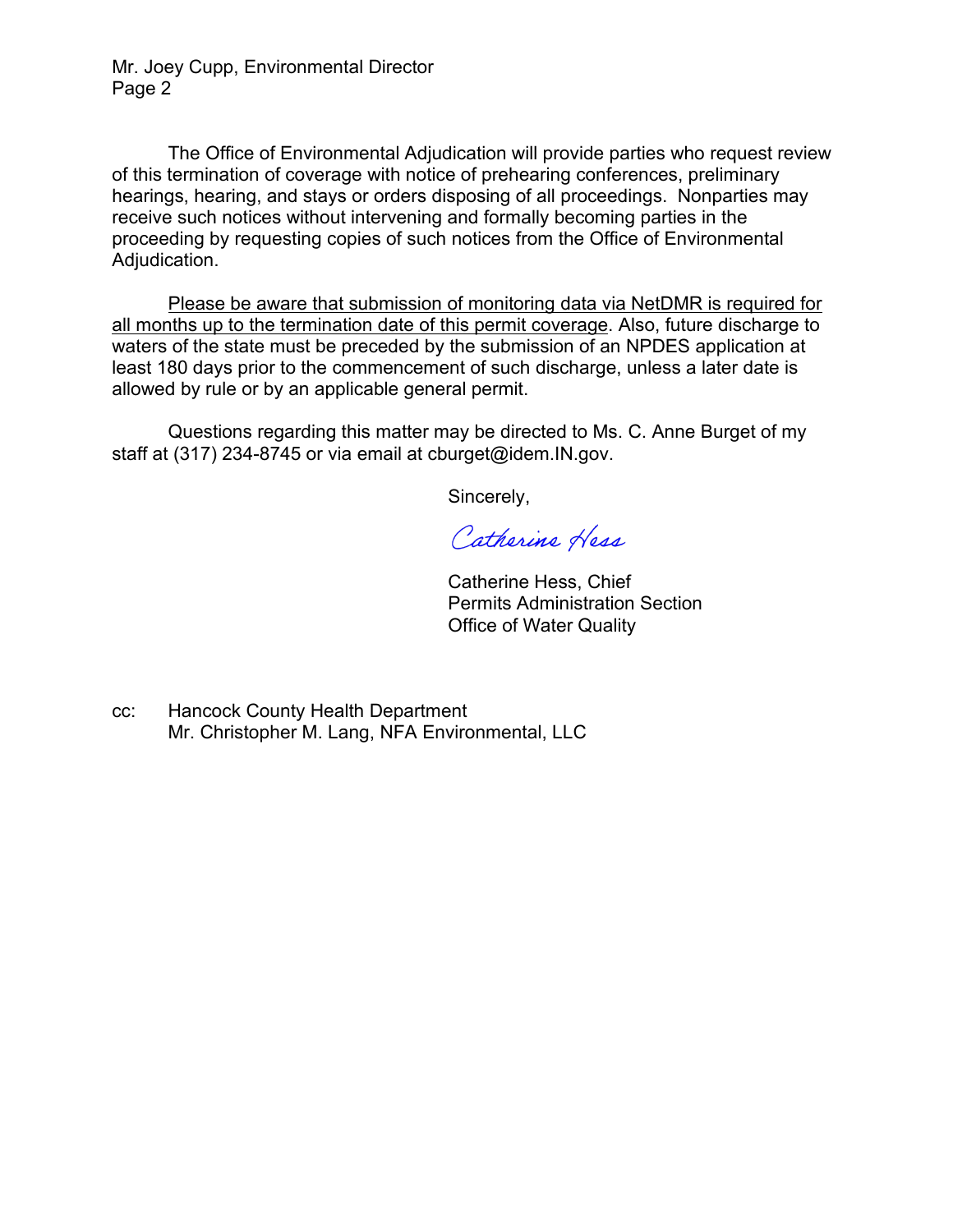The Office of Environmental Adjudication will provide parties who request review of this termination of coverage with notice of prehearing conferences, preliminary hearings, hearing, and stays or orders disposing of all proceedings. Nonparties may receive such notices without intervening and formally becoming parties in the proceeding by requesting copies of such notices from the Office of Environmental Adjudication.

<u>Please be aware that submission of monitoring data via NetDMR is required for all months up to the termination date of this permit coverage</u>. Also, future discharge to waters of the state must be preceded by the submission of an NPDES application at least 180 days prior to the commencement of such discharge, unless a later date is allowed by rule or by an applicable general permit.

Questions regarding this matter may be directed to Ms. C. Anne Burget of my staff at (317) 234-8745 or via email at cburget@idem.IN.gov.

Sincerely,

Catherine Hess

Catherine Hess, Chief
Permits Administration Section
Office of Water Quality

cc: Hancock County Health Department
Mr. Christopher M. Lang, NFA Environmental, LLC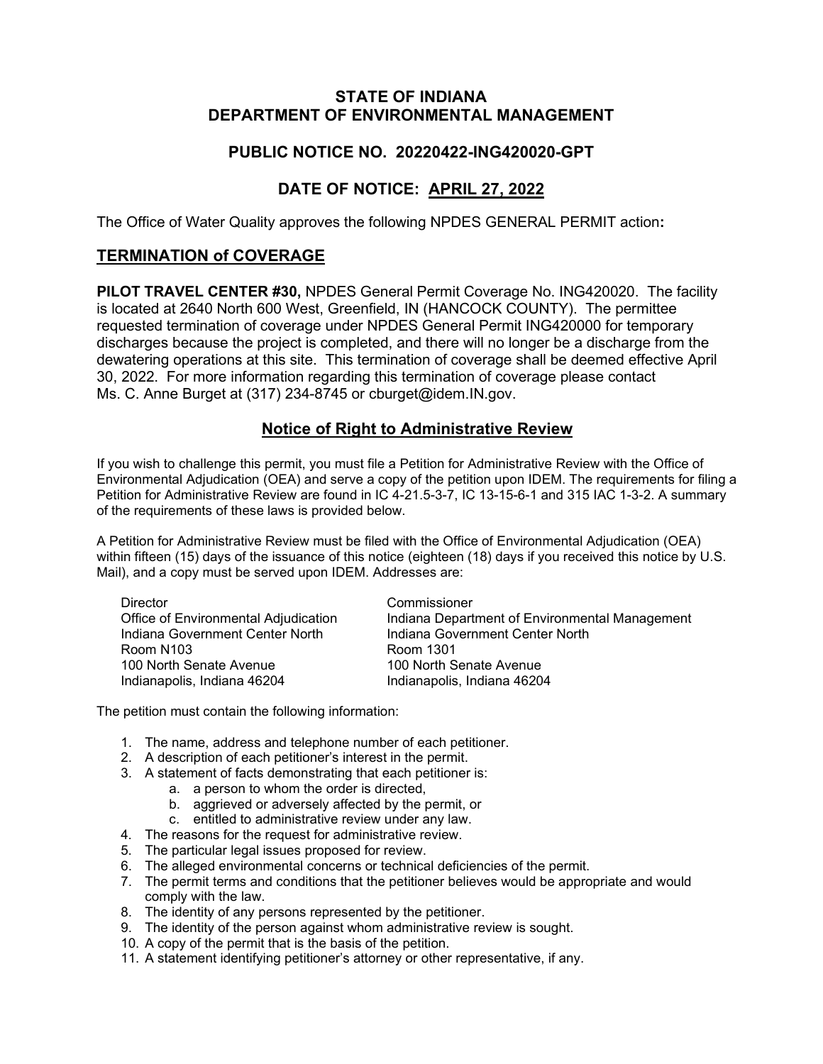**STATE OF INDIANA**
**DEPARTMENT OF ENVIRONMENTAL MANAGEMENT**

**PUBLIC NOTICE NO. 20220422-ING420020-GPT**

**DATE OF NOTICE: APRIL 27, 2022**

The Office of Water Quality approves the following NPDES GENERAL PERMIT action**:**

## TERMINATION of COVERAGE

**PILOT TRAVEL CENTER #30,** NPDES General Permit Coverage No. ING420020. The facility is located at 2640 North 600 West, Greenfield, IN (HANCOCK COUNTY). The permittee requested termination of coverage under NPDES General Permit ING420000 for temporary discharges because the project is completed, and there will no longer be a discharge from the dewatering operations at this site. This termination of coverage shall be deemed effective April 30, 2022. For more information regarding this termination of coverage please contact Ms. C. Anne Burget at (317) 234-8745 or cburget@idem.IN.gov.

## Notice of Right to Administrative Review

If you wish to challenge this permit, you must file a Petition for Administrative Review with the Office of Environmental Adjudication (OEA) and serve a copy of the petition upon IDEM. The requirements for filing a Petition for Administrative Review are found in IC 4-21.5-3-7, IC 13-15-6-1 and 315 IAC 1-3-2. A summary of the requirements of these laws is provided below.

A Petition for Administrative Review must be filed with the Office of Environmental Adjudication (OEA) within fifteen (15) days of the issuance of this notice (eighteen (18) days if you received this notice by U.S. Mail), and a copy must be served upon IDEM. Addresses are:

Director
Office of Environmental Adjudication
Indiana Government Center North
Room N103
100 North Senate Avenue
Indianapolis, Indiana 46204

Commissioner
Indiana Department of Environmental Management
Indiana Government Center North
Room 1301
100 North Senate Avenue
Indianapolis, Indiana 46204

The petition must contain the following information:

1. The name, address and telephone number of each petitioner.
2. A description of each petitioner's interest in the permit.
3. A statement of facts demonstrating that each petitioner is:
   a. a person to whom the order is directed,
   b. aggrieved or adversely affected by the permit, or
   c. entitled to administrative review under any law.
4. The reasons for the request for administrative review.
5. The particular legal issues proposed for review.
6. The alleged environmental concerns or technical deficiencies of the permit.
7. The permit terms and conditions that the petitioner believes would be appropriate and would comply with the law.
8. The identity of any persons represented by the petitioner.
9. The identity of the person against whom administrative review is sought.
10. A copy of the permit that is the basis of the petition.
11. A statement identifying petitioner's attorney or other representative, if any.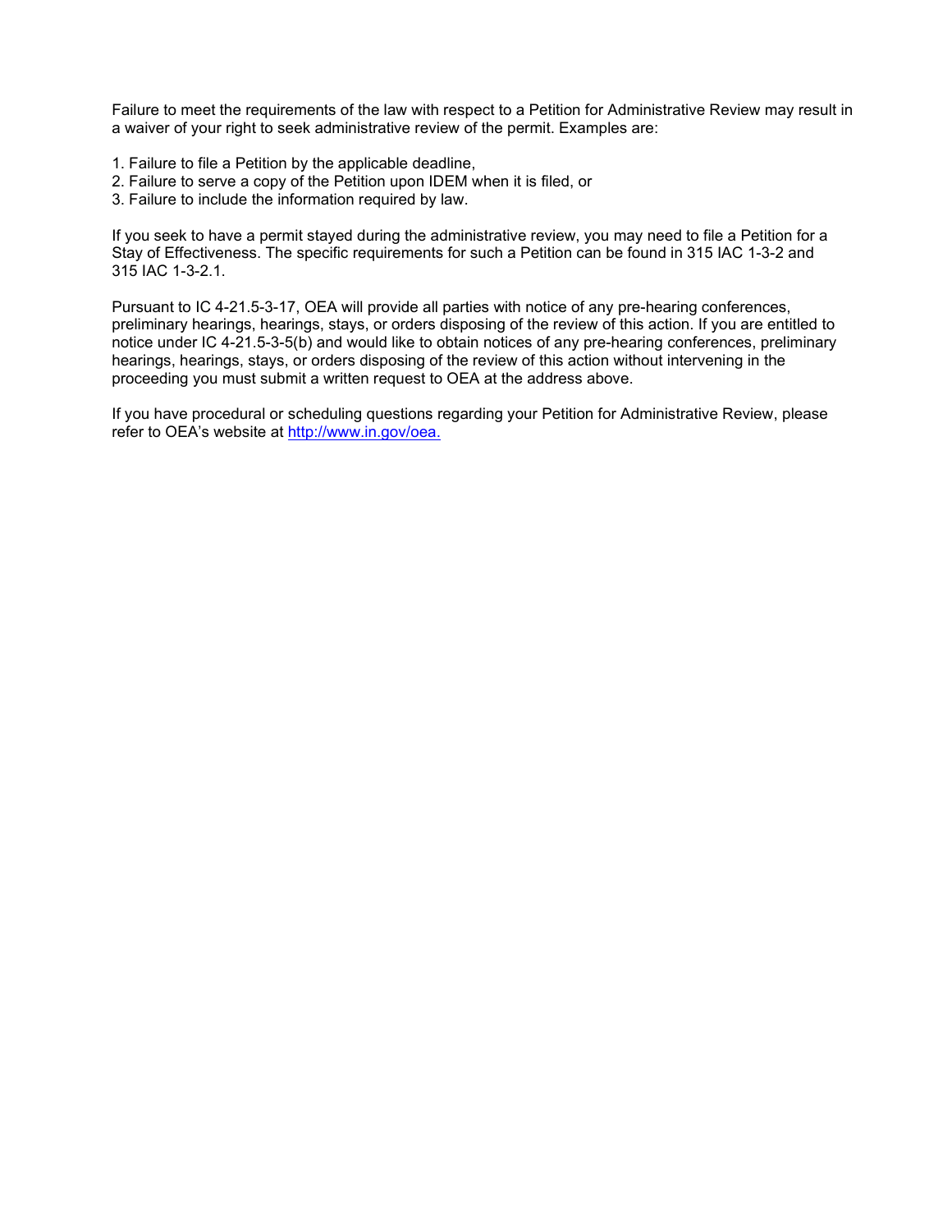Failure to meet the requirements of the law with respect to a Petition for Administrative Review may result in a waiver of your right to seek administrative review of the permit. Examples are:

1. Failure to file a Petition by the applicable deadline,
2. Failure to serve a copy of the Petition upon IDEM when it is filed, or
3. Failure to include the information required by law.

If you seek to have a permit stayed during the administrative review, you may need to file a Petition for a Stay of Effectiveness. The specific requirements for such a Petition can be found in 315 IAC 1-3-2 and 315 IAC 1-3-2.1.

Pursuant to IC 4-21.5-3-17, OEA will provide all parties with notice of any pre-hearing conferences, preliminary hearings, hearings, stays, or orders disposing of the review of this action. If you are entitled to notice under IC 4-21.5-3-5(b) and would like to obtain notices of any pre-hearing conferences, preliminary hearings, hearings, stays, or orders disposing of the review of this action without intervening in the proceeding you must submit a written request to OEA at the address above.

If you have procedural or scheduling questions regarding your Petition for Administrative Review, please refer to OEA's website at [http://www.in.gov/oea.](http://www.in.gov/oea)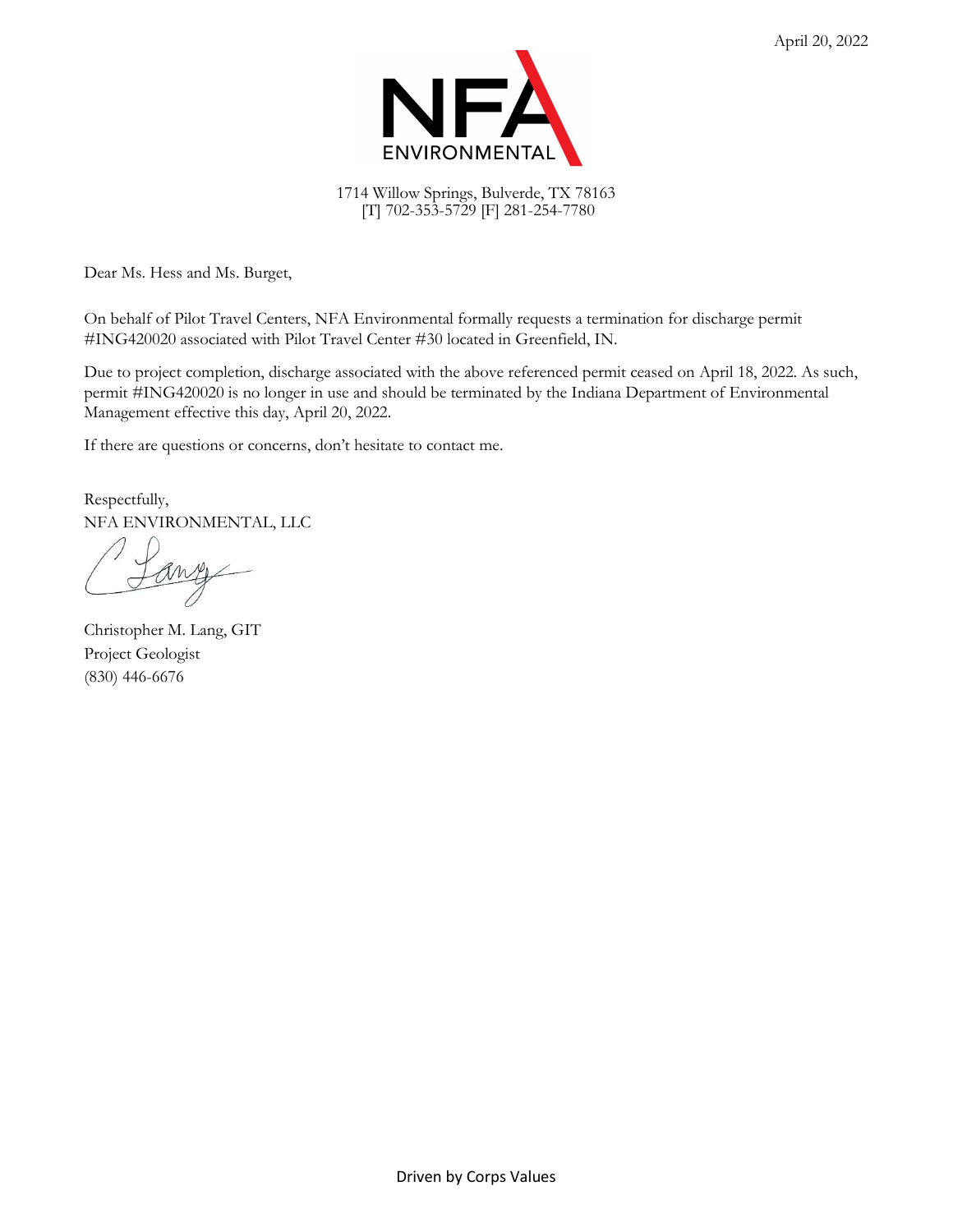April 20, 2022

NFA ENVIRONMENTAL

1714 Willow Springs, Bulverde, TX 78163
[T] 702-353-5729 [F] 281-254-7780

Dear Ms. Hess and Ms. Burget,

On behalf of Pilot Travel Centers, NFA Environmental formally requests a termination for discharge permit #ING420020 associated with Pilot Travel Center #30 located in Greenfield, IN.

Due to project completion, discharge associated with the above referenced permit ceased on April 18, 2022. As such, permit #ING420020 is no longer in use and should be terminated by the Indiana Department of Environmental Management effective this day, April 20, 2022.

If there are questions or concerns, don't hesitate to contact me.

Respectfully,
NFA ENVIRONMENTAL, LLC

Christopher M. Lang, GIT
Project Geologist
(830) 446-6676

Driven by Corps Values